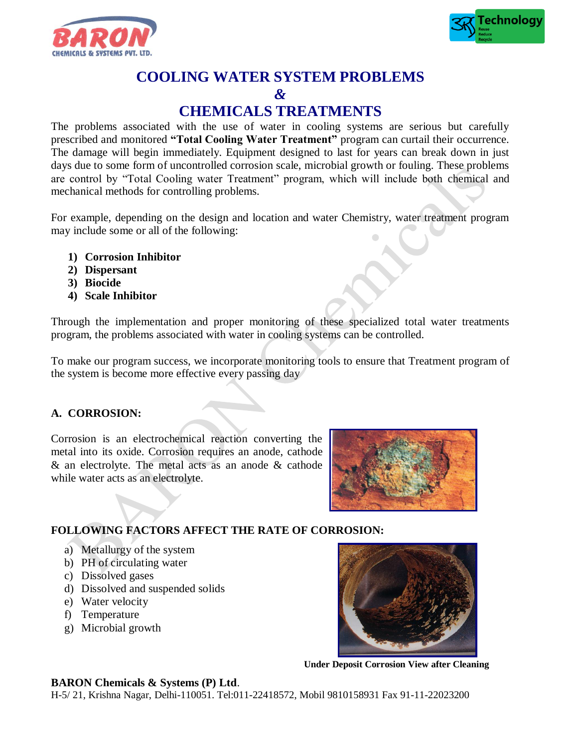# COOLING WATER SYSTEM PROBLEMS
# &
# CHEMICALS TREATMENTS

The problems associated with the use of water in cooling systems are serious but carefully prescribed and monitored **"Total Cooling Water Treatment"** program can curtail their occurrence. The damage will begin immediately. Equipment designed to last for years can break down in just days due to some form of uncontrolled corrosion scale, microbial growth or fouling. These problems are control by "Total Cooling water Treatment" program, which will include both chemical and mechanical methods for controlling problems.

For example, depending on the design and location and water Chemistry, water treatment program may include some or all of the following:

1) **Corrosion Inhibitor**
2) **Dispersant**
3) **Biocide**
4) **Scale Inhibitor**

Through the implementation and proper monitoring of these specialized total water treatments program, the problems associated with water in cooling systems can be controlled.

To make our program success, we incorporate monitoring tools to ensure that Treatment program of the system is become more effective every passing day

## A. CORROSION:

Corrosion is an electrochemical reaction converting the metal into its oxide. Corrosion requires an anode, cathode & an electrolyte. The metal acts as an anode & cathode while water acts as an electrolyte.

### FOLLOWING FACTORS AFFECT THE RATE OF CORROSION:

a) Metallurgy of the system
b) PH of circulating water
c) Dissolved gases
d) Dissolved and suspended solids
e) Water velocity
f) Temperature
g) Microbial growth

**Under Deposit Corrosion View after Cleaning**

**BARON Chemicals & Systems (P) Ltd**.
H-5/ 21, Krishna Nagar, Delhi-110051. Tel:011-22418572, Mobil 9810158931 Fax 91-11-22023200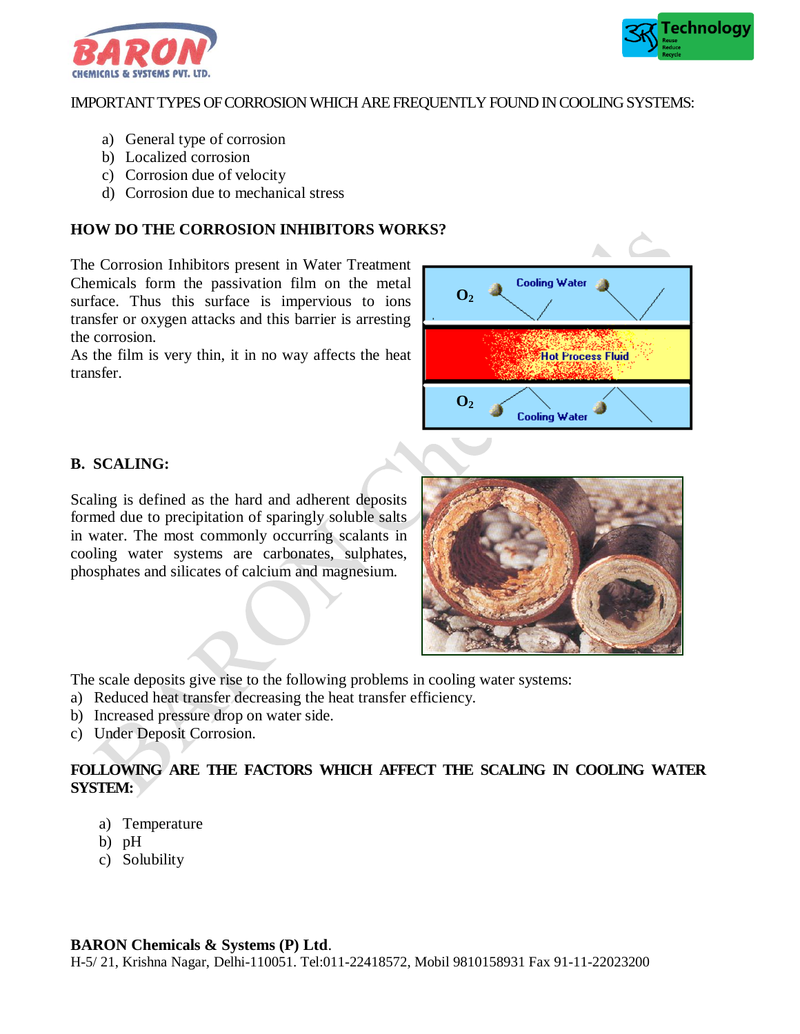IMPORTANT TYPES OF CORROSION WHICH ARE FREQUENTLY FOUND IN COOLING SYSTEMS:

a) General type of corrosion
b) Localized corrosion
c) Corrosion due of velocity
d) Corrosion due to mechanical stress

**HOW DO THE CORROSION INHIBITORS WORKS?**

The Corrosion Inhibitors present in Water Treatment Chemicals form the passivation film on the metal surface. Thus this surface is impervious to ions transfer or oxygen attacks and this barrier is arresting the corrosion.
As the film is very thin, it in no way affects the heat transfer.

**B. SCALING:**

Scaling is defined as the hard and adherent deposits formed due to precipitation of sparingly soluble salts in water. The most commonly occurring scalants in cooling water systems are carbonates, sulphates, phosphates and silicates of calcium and magnesium.

The scale deposits give rise to the following problems in cooling water systems:
a) Reduced heat transfer decreasing the heat transfer efficiency.
b) Increased pressure drop on water side.
c) Under Deposit Corrosion.

**FOLLOWING ARE THE FACTORS WHICH AFFECT THE SCALING IN COOLING WATER SYSTEM:**

a) Temperature
b) pH
c) Solubility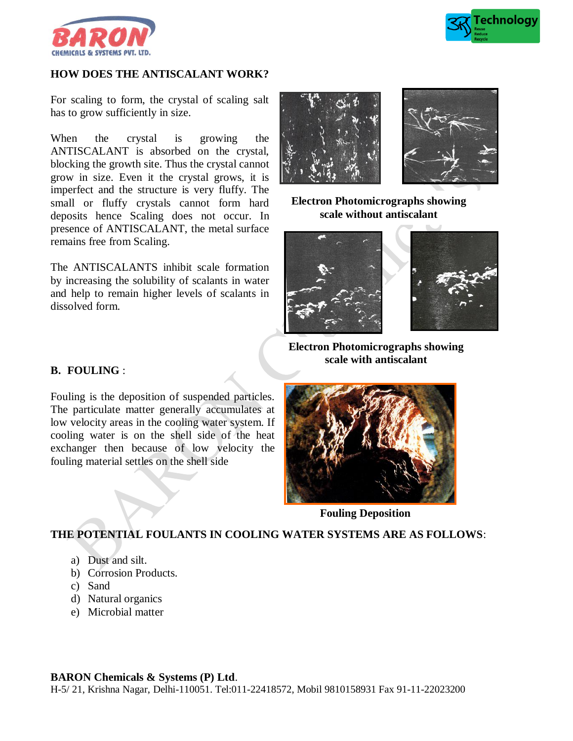## HOW DOES THE ANTISCALANT WORK?

For scaling to form, the crystal of scaling salt has to grow sufficiently in size.

When the crystal is growing the ANTISCALANT is absorbed on the crystal, blocking the growth site. Thus the crystal cannot grow in size. Even it the crystal grows, it is imperfect and the structure is very fluffy. The small or fluffy crystals cannot form hard deposits hence Scaling does not occur. In presence of ANTISCALANT, the metal surface remains free from Scaling.

The ANTISCALANTS inhibit scale formation by increasing the solubility of scalants in water and help to remain higher levels of scalants in dissolved form.

**Electron Photomicrographs showing scale without antiscalant**

**Electron Photomicrographs showing scale with antiscalant**

## B. FOULING :

Fouling is the deposition of suspended particles. The particulate matter generally accumulates at low velocity areas in the cooling water system. If cooling water is on the shell side of the heat exchanger then because of low velocity the fouling material settles on the shell side

**Fouling Deposition**

## THE POTENTIAL FOULANTS IN COOLING WATER SYSTEMS ARE AS FOLLOWS:

a) Dust and silt.
b) Corrosion Products.
c) Sand
d) Natural organics
e) Microbial matter

**BARON Chemicals & Systems (P) Ltd**.
H-5/ 21, Krishna Nagar, Delhi-110051. Tel:011-22418572, Mobil 9810158931 Fax 91-11-22023200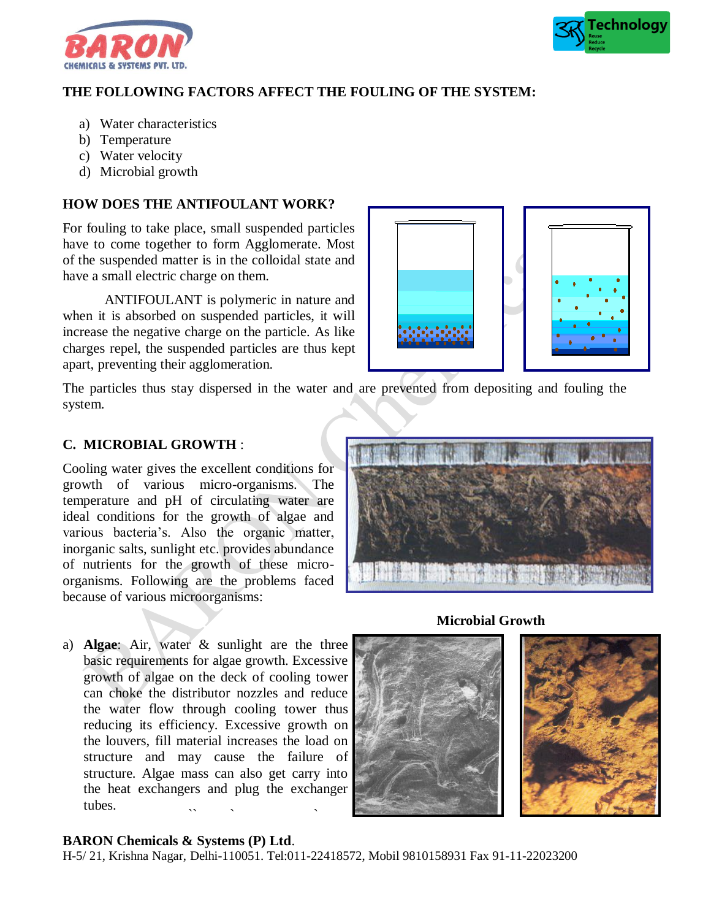## THE FOLLOWING FACTORS AFFECT THE FOULING OF THE SYSTEM:

a) Water characteristics
b) Temperature
c) Water velocity
d) Microbial growth

## HOW DOES THE ANTIFOULANT WORK?

For fouling to take place, small suspended particles have to come together to form Agglomerate. Most of the suspended matter is in the colloidal state and have a small electric charge on them.

ANTIFOULANT is polymeric in nature and when it is absorbed on suspended particles, it will increase the negative charge on the particle. As like charges repel, the suspended particles are thus kept apart, preventing their agglomeration.

The particles thus stay dispersed in the water and are prevented from depositing and fouling the system.

## C. MICROBIAL GROWTH :

Cooling water gives the excellent conditions for growth of various micro-organisms. The temperature and pH of circulating water are ideal conditions for the growth of algae and various bacteria's. Also the organic matter, inorganic salts, sunlight etc. provides abundance of nutrients for the growth of these micro-organisms. Following are the problems faced because of various microorganisms:

**Microbial Growth**

a) **Algae**: Air, water & sunlight are the three basic requirements for algae growth. Excessive growth of algae on the deck of cooling tower can choke the distributor nozzles and reduce the water flow through cooling tower thus reducing its efficiency. Excessive growth on the louvers, fill material increases the load on structure and may cause the failure of structure. Algae mass can also get carry into the heat exchangers and plug the exchanger tubes.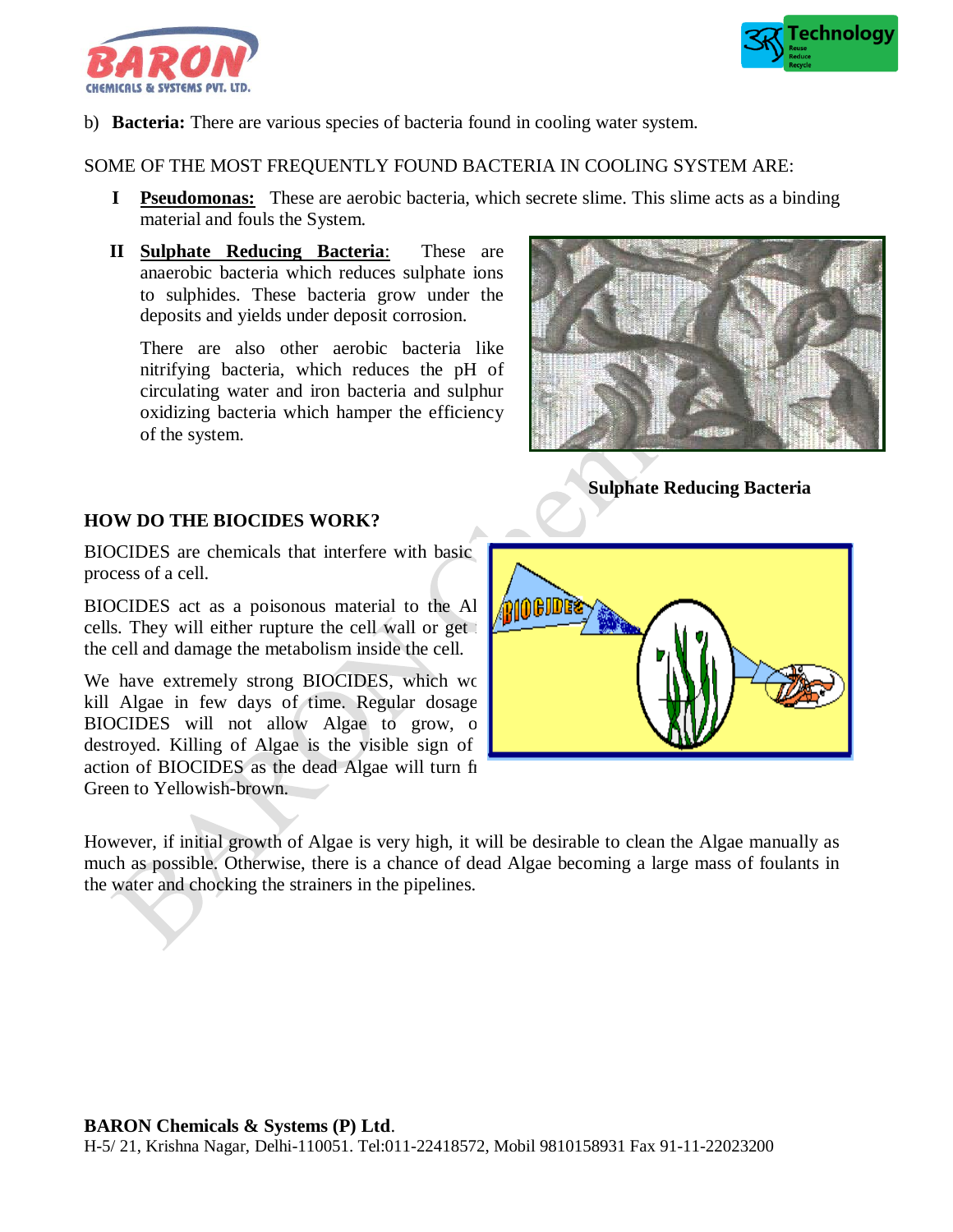b) **Bacteria:** There are various species of bacteria found in cooling water system.

SOME OF THE MOST FREQUENTLY FOUND BACTERIA IN COOLING SYSTEM ARE:

**I** **Pseudomonas:** These are aerobic bacteria, which secrete slime. This slime acts as a binding material and fouls the System.

**II** **Sulphate Reducing Bacteria**: These are anaerobic bacteria which reduces sulphate ions to sulphides. These bacteria grow under the deposits and yields under deposit corrosion.

There are also other aerobic bacteria like nitrifying bacteria, which reduces the pH of circulating water and iron bacteria and sulphur oxidizing bacteria which hamper the efficiency of the system.

**Sulphate Reducing Bacteria**

## HOW DO THE BIOCIDES WORK?

BIOCIDES are chemicals that interfere with basic process of a cell.

BIOCIDES act as a poisonous material to the Al cells. They will either rupture the cell wall or get the cell and damage the metabolism inside the cell.

We have extremely strong BIOCIDES, which wc kill Algae in few days of time. Regular dosage BIOCIDES will not allow Algae to grow, o destroyed. Killing of Algae is the visible sign of action of BIOCIDES as the dead Algae will turn fı Green to Yellowish-brown.

However, if initial growth of Algae is very high, it will be desirable to clean the Algae manually as much as possible. Otherwise, there is a chance of dead Algae becoming a large mass of foulants in the water and chocking the strainers in the pipelines.

**BARON Chemicals & Systems (P) Ltd**.
H-5/ 21, Krishna Nagar, Delhi-110051. Tel:011-22418572, Mobil 9810158931 Fax 91-11-22023200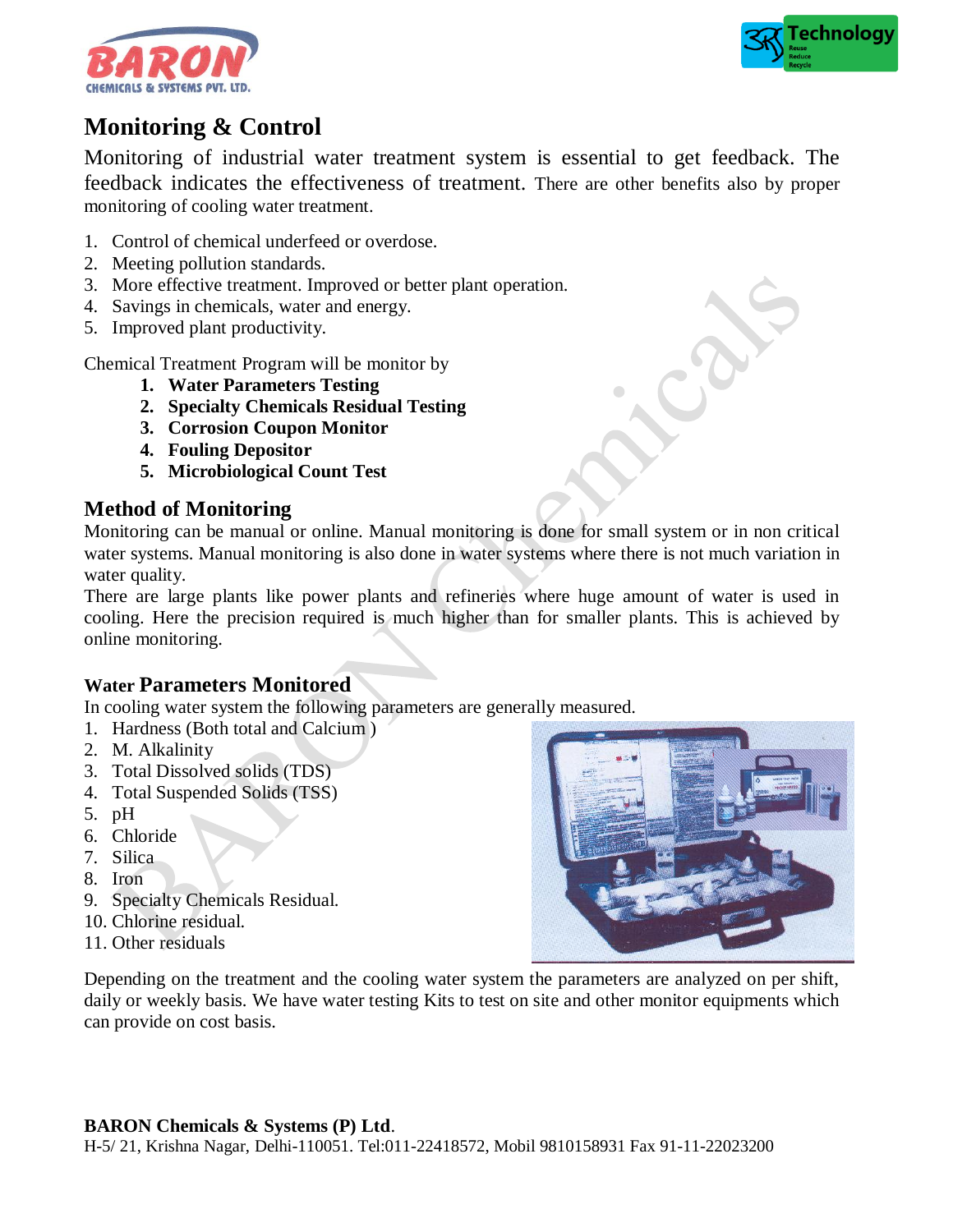## Monitoring & Control

Monitoring of industrial water treatment system is essential to get feedback. The feedback indicates the effectiveness of treatment. There are other benefits also by proper monitoring of cooling water treatment.

1. Control of chemical underfeed or overdose.
2. Meeting pollution standards.
3. More effective treatment. Improved or better plant operation.
4. Savings in chemicals, water and energy.
5. Improved plant productivity.

Chemical Treatment Program will be monitor by

1. **Water Parameters Testing**
2. **Specialty Chemicals Residual Testing**
3. **Corrosion Coupon Monitor**
4. **Fouling Depositor**
5. **Microbiological Count Test**

### Method of Monitoring

Monitoring can be manual or online. Manual monitoring is done for small system or in non critical water systems. Manual monitoring is also done in water systems where there is not much variation in water quality.

There are large plants like power plants and refineries where huge amount of water is used in cooling. Here the precision required is much higher than for smaller plants. This is achieved by online monitoring.

### Water Parameters Monitored

In cooling water system the following parameters are generally measured.

1. Hardness (Both total and Calcium )
2. M. Alkalinity
3. Total Dissolved solids (TDS)
4. Total Suspended Solids (TSS)
5. pH
6. Chloride
7. Silica
8. Iron
9. Specialty Chemicals Residual.
10. Chlorine residual.
11. Other residuals

Depending on the treatment and the cooling water system the parameters are analyzed on per shift, daily or weekly basis. We have water testing Kits to test on site and other monitor equipments which can provide on cost basis.

**BARON Chemicals & Systems (P) Ltd**.
H-5/ 21, Krishna Nagar, Delhi-110051. Tel:011-22418572, Mobil 9810158931 Fax 91-11-22023200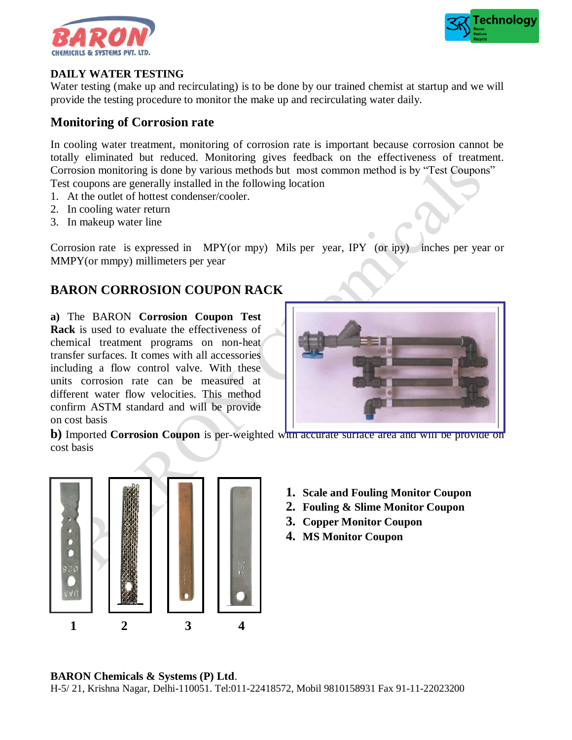## DAILY WATER TESTING

Water testing (make up and recirculating) is to be done by our trained chemist at startup and we will provide the testing procedure to monitor the make up and recirculating water daily.

## Monitoring of Corrosion rate

In cooling water treatment, monitoring of corrosion rate is important because corrosion cannot be totally eliminated but reduced. Monitoring gives feedback on the effectiveness of treatment. Corrosion monitoring is done by various methods but most common method is by "Test Coupons" Test coupons are generally installed in the following location

1. At the outlet of hottest condenser/cooler.
2. In cooling water return
3. In makeup water line

Corrosion rate is expressed in MPY(or mpy) Mils per year, IPY (or ipy) inches per year or MMPY(or mmpy) millimeters per year

## BARON CORROSION COUPON RACK

**a)** The BARON **Corrosion Coupon Test Rack** is used to evaluate the effectiveness of chemical treatment programs on non-heat transfer surfaces. It comes with all accessories including a flow control valve. With these units corrosion rate can be measured at different water flow velocities. This method confirm ASTM standard and will be provide on cost basis

**b)** Imported **Corrosion Coupon** is per-weighted with accurate surface area and will be provide on cost basis

1 2 3 4

1. **Scale and Fouling Monitor Coupon**
2. **Fouling & Slime Monitor Coupon**
3. **Copper Monitor Coupon**
4. **MS Monitor Coupon**

**BARON Chemicals & Systems (P) Ltd**.
H-5/ 21, Krishna Nagar, Delhi-110051. Tel:011-22418572, Mobil 9810158931 Fax 91-11-22023200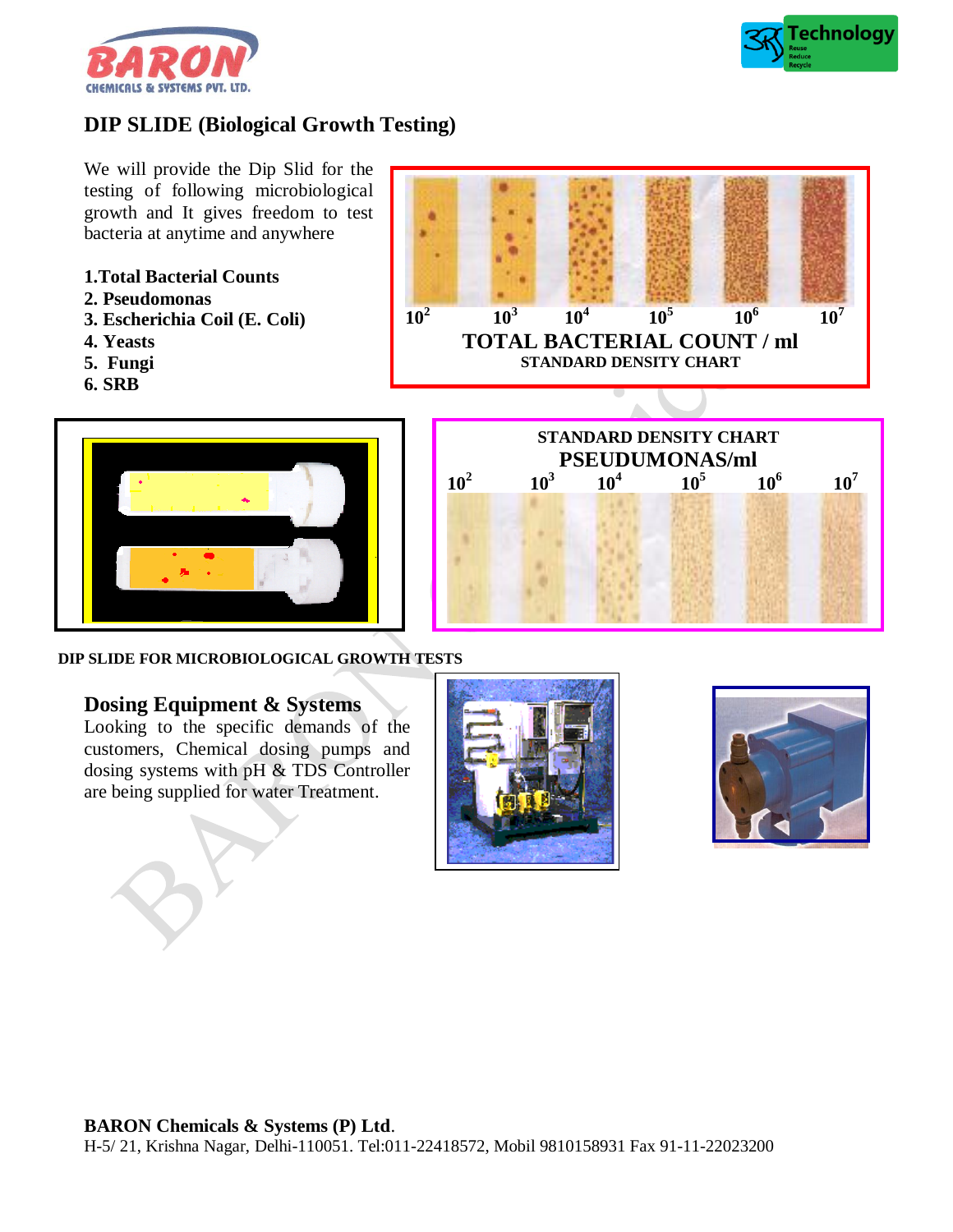## DIP SLIDE (Biological Growth Testing)

We will provide the Dip Slid for the testing of following microbiological growth and It gives freedom to test bacteria at anytime and anywhere

**1.Total Bacterial Counts**
**2. Pseudomonas**
**3. Escherichia Coil (E. Coli)**
**4. Yeasts**
**5. Fungi**
**6. SRB**

$10^2$ $10^3$ $10^4$ $10^5$ $10^6$ $10^7$

**TOTAL BACTERIAL COUNT / ml**

**STANDARD DENSITY CHART**

**STANDARD DENSITY CHART**

**PSEUDUMONAS/ml**

$10^2$ $10^3$ $10^4$ $10^5$ $10^6$ $10^7$

**DIP SLIDE FOR MICROBIOLOGICAL GROWTH TESTS**

## Dosing Equipment & Systems

Looking to the specific demands of the customers, Chemical dosing pumps and dosing systems with pH & TDS Controller are being supplied for water Treatment.

**BARON Chemicals & Systems (P) Ltd**.
H-5/ 21, Krishna Nagar, Delhi-110051. Tel:011-22418572, Mobil 9810158931 Fax 91-11-22023200